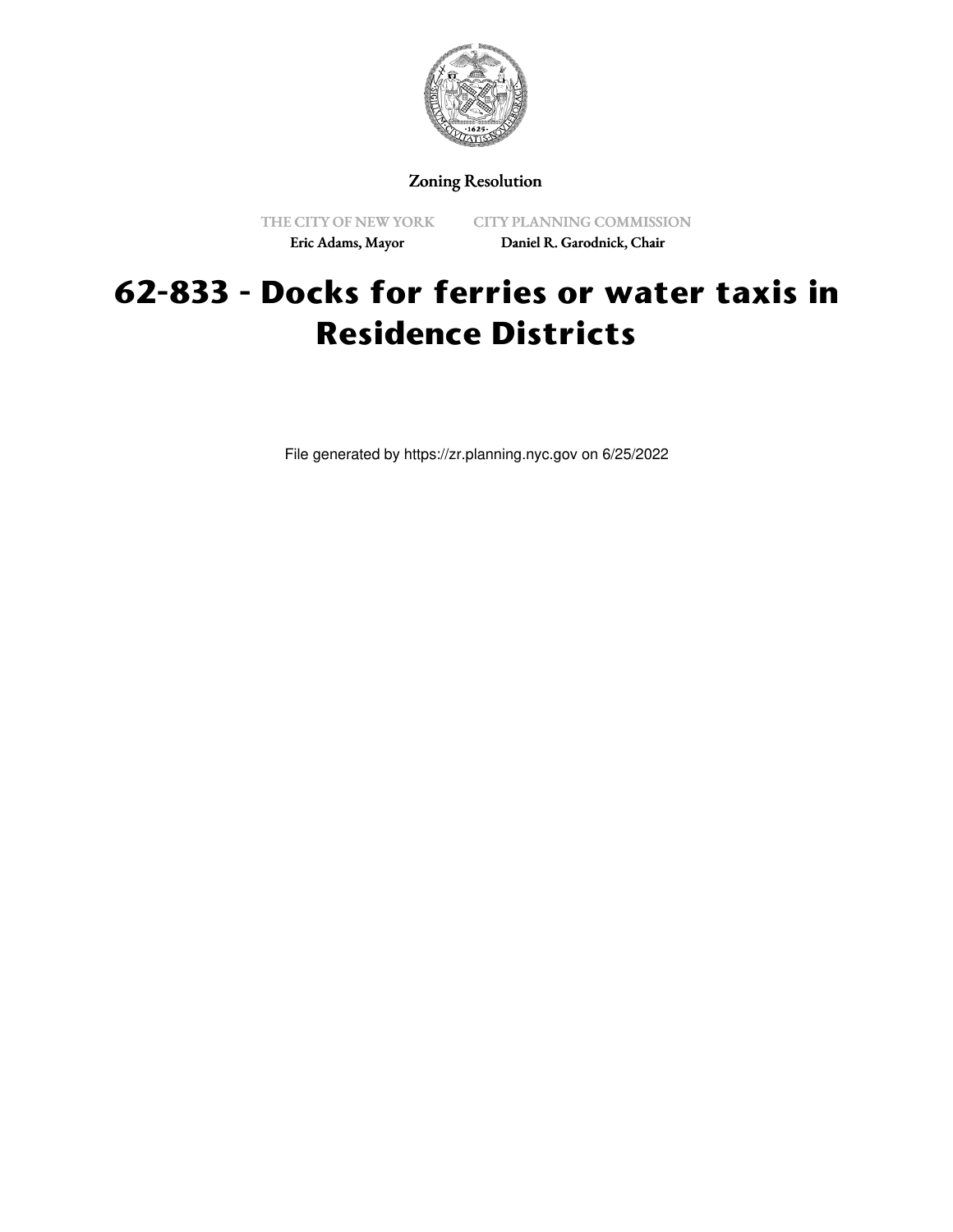Zoning Resolution

THE CITY OF NEW YORK
Eric Adams, Mayor

CITY PLANNING COMMISSION
Daniel R. Garodnick, Chair

# 62-833 - Docks for ferries or water taxis in Residence Districts

File generated by https://zr.planning.nyc.gov on 6/25/2022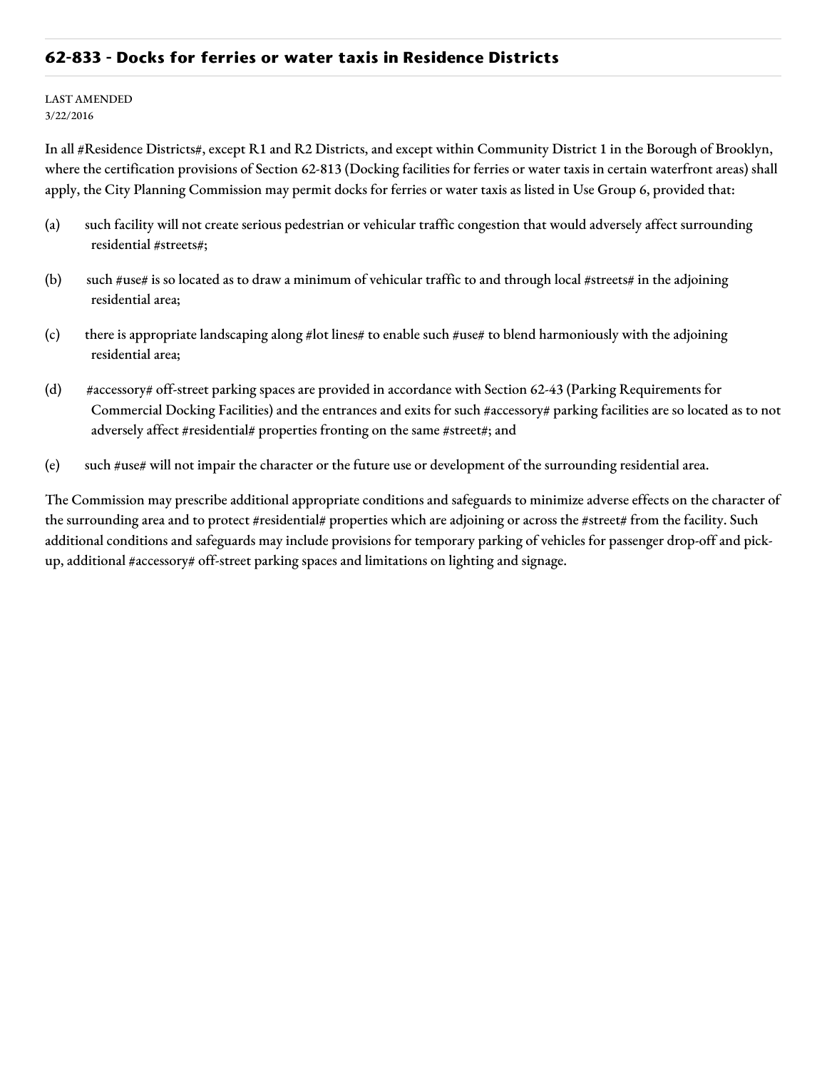## 62-833 - Docks for ferries or water taxis in Residence Districts

LAST AMENDED
3/22/2016

In all #Residence Districts#, except R1 and R2 Districts, and except within Community District 1 in the Borough of Brooklyn, where the certification provisions of Section 62-813 (Docking facilities for ferries or water taxis in certain waterfront areas) shall apply, the City Planning Commission may permit docks for ferries or water taxis as listed in Use Group 6, provided that:

(a) such facility will not create serious pedestrian or vehicular traffic congestion that would adversely affect surrounding residential #streets#;

(b) such #use# is so located as to draw a minimum of vehicular traffic to and through local #streets# in the adjoining residential area;

(c) there is appropriate landscaping along #lot lines# to enable such #use# to blend harmoniously with the adjoining residential area;

(d) #accessory# off-street parking spaces are provided in accordance with Section 62-43 (Parking Requirements for Commercial Docking Facilities) and the entrances and exits for such #accessory# parking facilities are so located as to not adversely affect #residential# properties fronting on the same #street#; and

(e) such #use# will not impair the character or the future use or development of the surrounding residential area.

The Commission may prescribe additional appropriate conditions and safeguards to minimize adverse effects on the character of the surrounding area and to protect #residential# properties which are adjoining or across the #street# from the facility. Such additional conditions and safeguards may include provisions for temporary parking of vehicles for passenger drop-off and pick-up, additional #accessory# off-street parking spaces and limitations on lighting and signage.